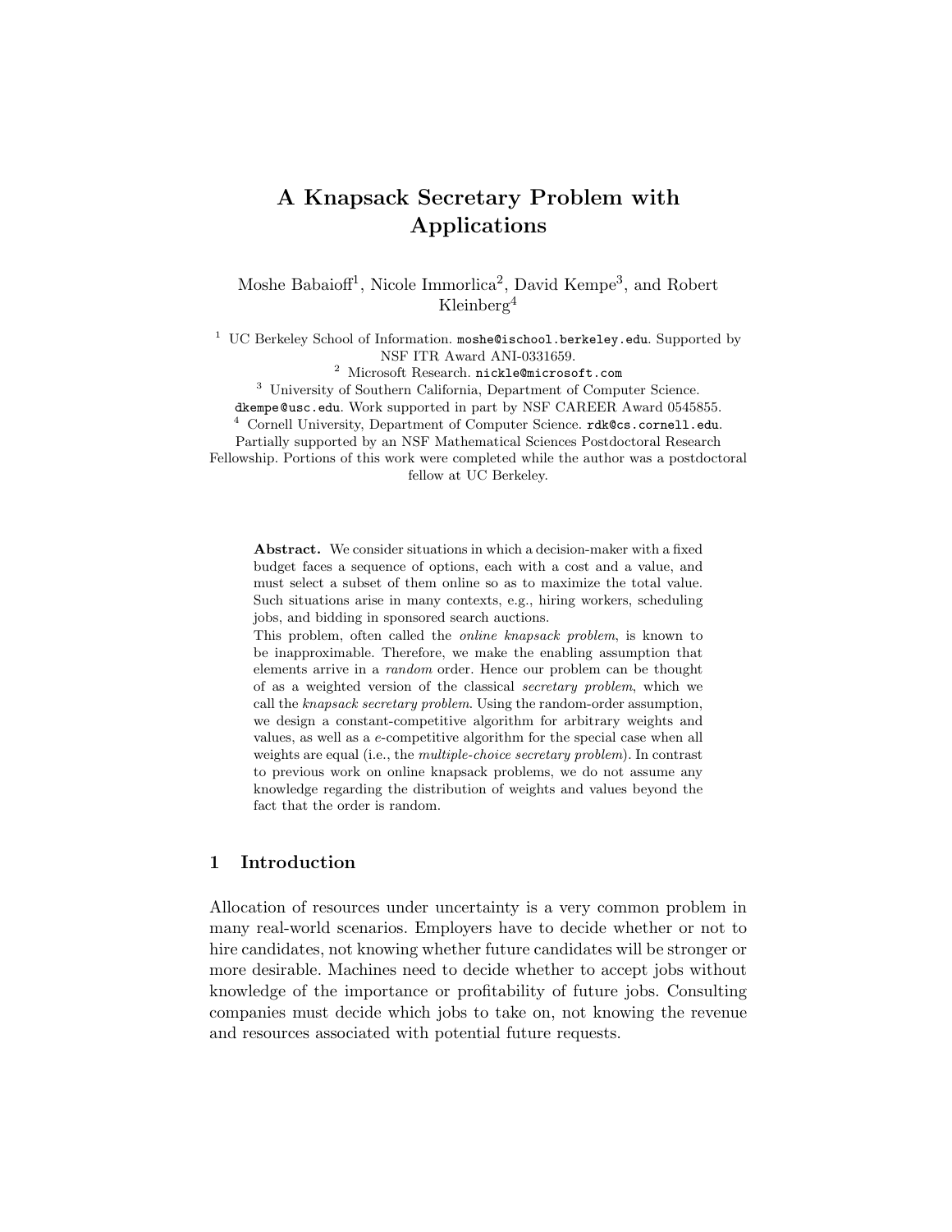# A Knapsack Secretary Problem with Applications

Moshe Babaioff[1], Nicole Immorlica[2], David Kempe[3], and Robert Kleinberg[4]

[1] UC Berkeley School of Information. moshe@ischool.berkeley.edu. Supported by NSF ITR Award ANI-0331659.

[2] Microsoft Research. nickle@microsoft.com

[3] University of Southern California, Department of Computer Science. dkempe@usc.edu. Work supported in part by NSF CAREER Award 0545855.

[4] Cornell University, Department of Computer Science. rdk@cs.cornell.edu. Partially supported by an NSF Mathematical Sciences Postdoctoral Research Fellowship. Portions of this work were completed while the author was a postdoctoral fellow at UC Berkeley.

**Abstract.** We consider situations in which a decision-maker with a fixed budget faces a sequence of options, each with a cost and a value, and must select a subset of them online so as to maximize the total value. Such situations arise in many contexts, e.g., hiring workers, scheduling jobs, and bidding in sponsored search auctions.

This problem, often called the *online knapsack problem*, is known to be inapproximable. Therefore, we make the enabling assumption that elements arrive in a *random* order. Hence our problem can be thought of as a weighted version of the classical *secretary problem*, which we call the *knapsack secretary problem*. Using the random-order assumption, we design a constant-competitive algorithm for arbitrary weights and values, as well as a $e$-competitive algorithm for the special case when all weights are equal (i.e., the *multiple-choice secretary problem*). In contrast to previous work on online knapsack problems, we do not assume any knowledge regarding the distribution of weights and values beyond the fact that the order is random.

## 1 Introduction

Allocation of resources under uncertainty is a very common problem in many real-world scenarios. Employers have to decide whether or not to hire candidates, not knowing whether future candidates will be stronger or more desirable. Machines need to decide whether to accept jobs without knowledge of the importance or profitability of future jobs. Consulting companies must decide which jobs to take on, not knowing the revenue and resources associated with potential future requests.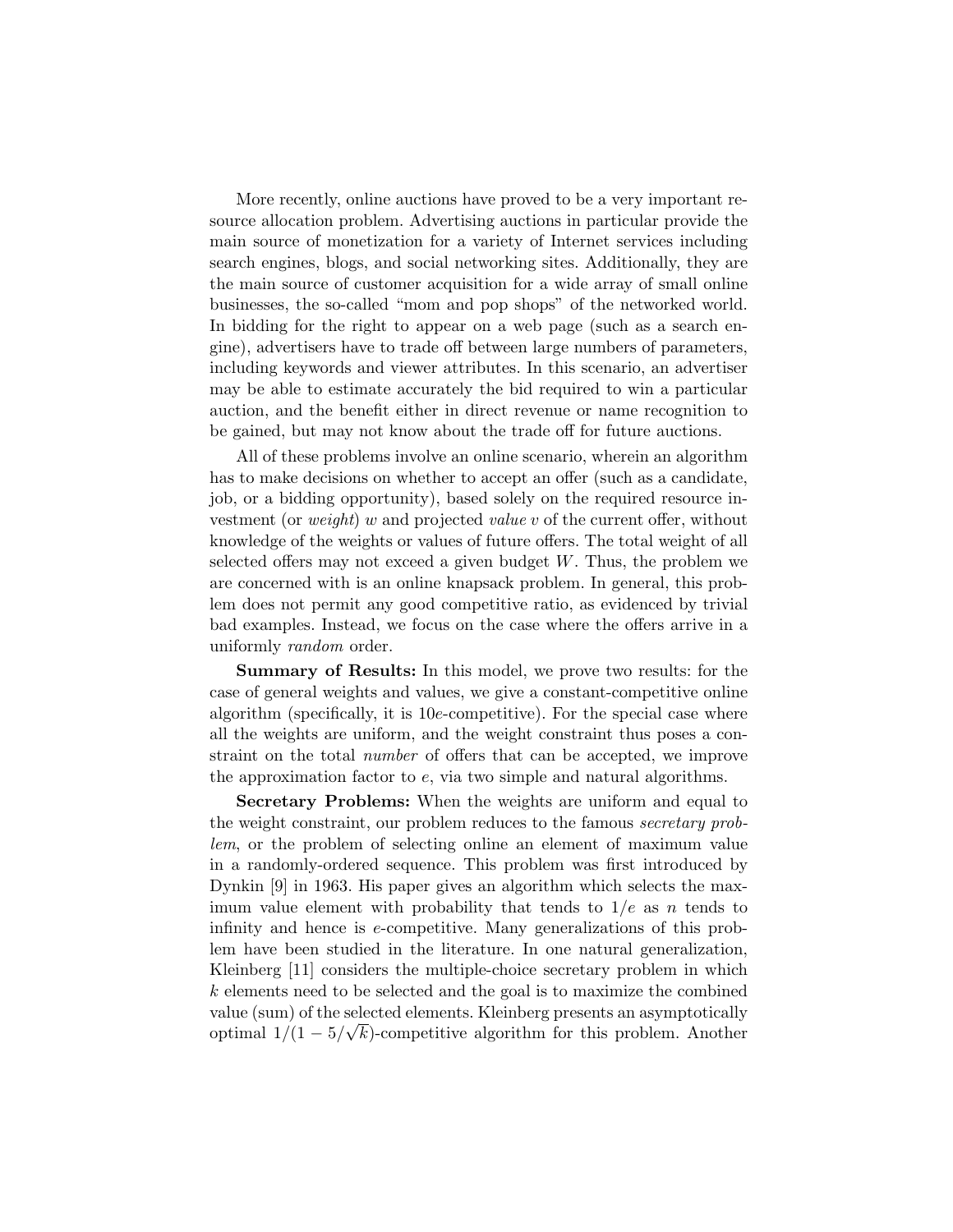More recently, online auctions have proved to be a very important resource allocation problem. Advertising auctions in particular provide the main source of monetization for a variety of Internet services including search engines, blogs, and social networking sites. Additionally, they are the main source of customer acquisition for a wide array of small online businesses, the so-called "mom and pop shops" of the networked world. In bidding for the right to appear on a web page (such as a search engine), advertisers have to trade off between large numbers of parameters, including keywords and viewer attributes. In this scenario, an advertiser may be able to estimate accurately the bid required to win a particular auction, and the benefit either in direct revenue or name recognition to be gained, but may not know about the trade off for future auctions.

All of these problems involve an online scenario, wherein an algorithm has to make decisions on whether to accept an offer (such as a candidate, job, or a bidding opportunity), based solely on the required resource investment (or *weight*) $w$ and projected *value* $v$ of the current offer, without knowledge of the weights or values of future offers. The total weight of all selected offers may not exceed a given budget $W$. Thus, the problem we are concerned with is an online knapsack problem. In general, this problem does not permit any good competitive ratio, as evidenced by trivial bad examples. Instead, we focus on the case where the offers arrive in a uniformly *random* order.

**Summary of Results:** In this model, we prove two results: for the case of general weights and values, we give a constant-competitive online algorithm (specifically, it is $10e$-competitive). For the special case where all the weights are uniform, and the weight constraint thus poses a constraint on the total *number* of offers that can be accepted, we improve the approximation factor to $e$, via two simple and natural algorithms.

**Secretary Problems:** When the weights are uniform and equal to the weight constraint, our problem reduces to the famous *secretary problem*, or the problem of selecting online an element of maximum value in a randomly-ordered sequence. This problem was first introduced by Dynkin [9] in 1963. His paper gives an algorithm which selects the maximum value element with probability that tends to $1/e$ as $n$ tends to infinity and hence is $e$-competitive. Many generalizations of this problem have been studied in the literature. In one natural generalization, Kleinberg [11] considers the multiple-choice secretary problem in which $k$ elements need to be selected and the goal is to maximize the combined value (sum) of the selected elements. Kleinberg presents an asymptotically optimal $1/(1 - 5/\sqrt{k})$-competitive algorithm for this problem. Another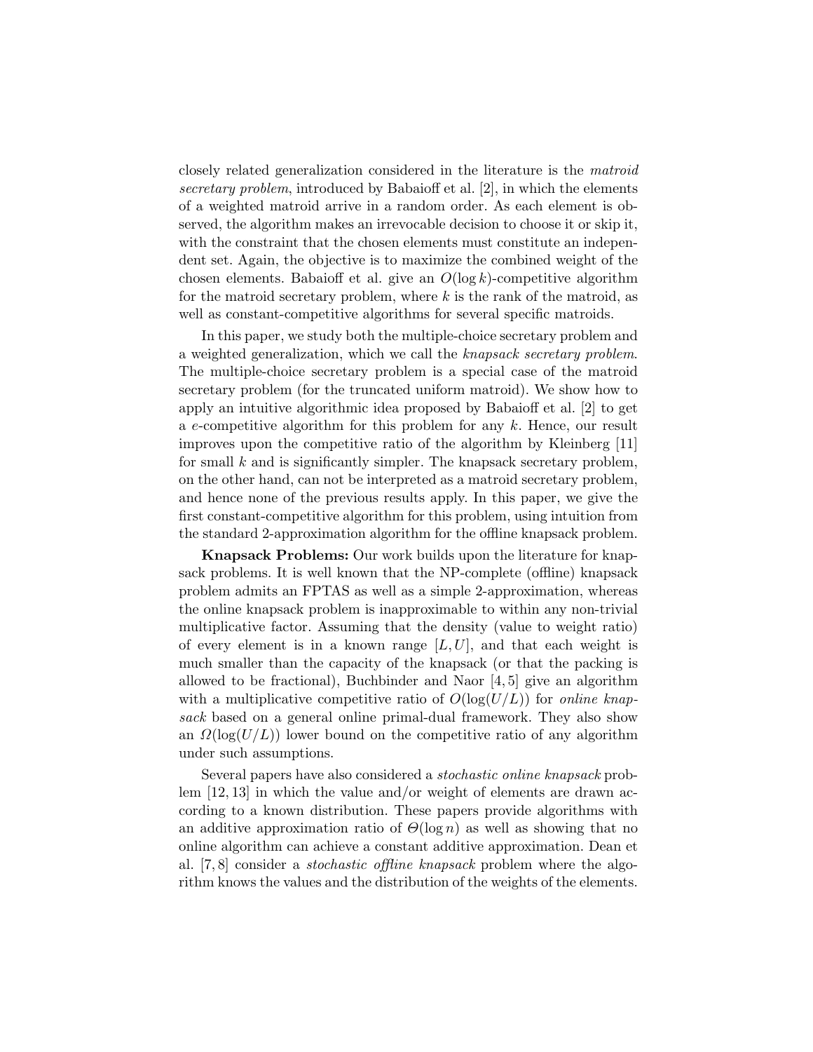closely related generalization considered in the literature is the *matroid secretary problem*, introduced by Babaioff et al. [2], in which the elements of a weighted matroid arrive in a random order. As each element is observed, the algorithm makes an irrevocable decision to choose it or skip it, with the constraint that the chosen elements must constitute an independent set. Again, the objective is to maximize the combined weight of the chosen elements. Babaioff et al. give an $O(\log k)$-competitive algorithm for the matroid secretary problem, where $k$ is the rank of the matroid, as well as constant-competitive algorithms for several specific matroids.

In this paper, we study both the multiple-choice secretary problem and a weighted generalization, which we call the *knapsack secretary problem*. The multiple-choice secretary problem is a special case of the matroid secretary problem (for the truncated uniform matroid). We show how to apply an intuitive algorithmic idea proposed by Babaioff et al. [2] to get a $e$-competitive algorithm for this problem for any $k$. Hence, our result improves upon the competitive ratio of the algorithm by Kleinberg [11] for small $k$ and is significantly simpler. The knapsack secretary problem, on the other hand, can not be interpreted as a matroid secretary problem, and hence none of the previous results apply. In this paper, we give the first constant-competitive algorithm for this problem, using intuition from the standard 2-approximation algorithm for the offline knapsack problem.

**Knapsack Problems:** Our work builds upon the literature for knapsack problems. It is well known that the NP-complete (offline) knapsack problem admits an FPTAS as well as a simple 2-approximation, whereas the online knapsack problem is inapproximable to within any non-trivial multiplicative factor. Assuming that the density (value to weight ratio) of every element is in a known range $[L, U]$, and that each weight is much smaller than the capacity of the knapsack (or that the packing is allowed to be fractional), Buchbinder and Naor [4, 5] give an algorithm with a multiplicative competitive ratio of $O(\log(U/L))$ for *online knapsack* based on a general online primal-dual framework. They also show an $\Omega(\log(U/L))$ lower bound on the competitive ratio of any algorithm under such assumptions.

Several papers have also considered a *stochastic online knapsack* problem [12, 13] in which the value and/or weight of elements are drawn according to a known distribution. These papers provide algorithms with an additive approximation ratio of $\Theta(\log n)$ as well as showing that no online algorithm can achieve a constant additive approximation. Dean et al. [7, 8] consider a *stochastic offline knapsack* problem where the algorithm knows the values and the distribution of the weights of the elements.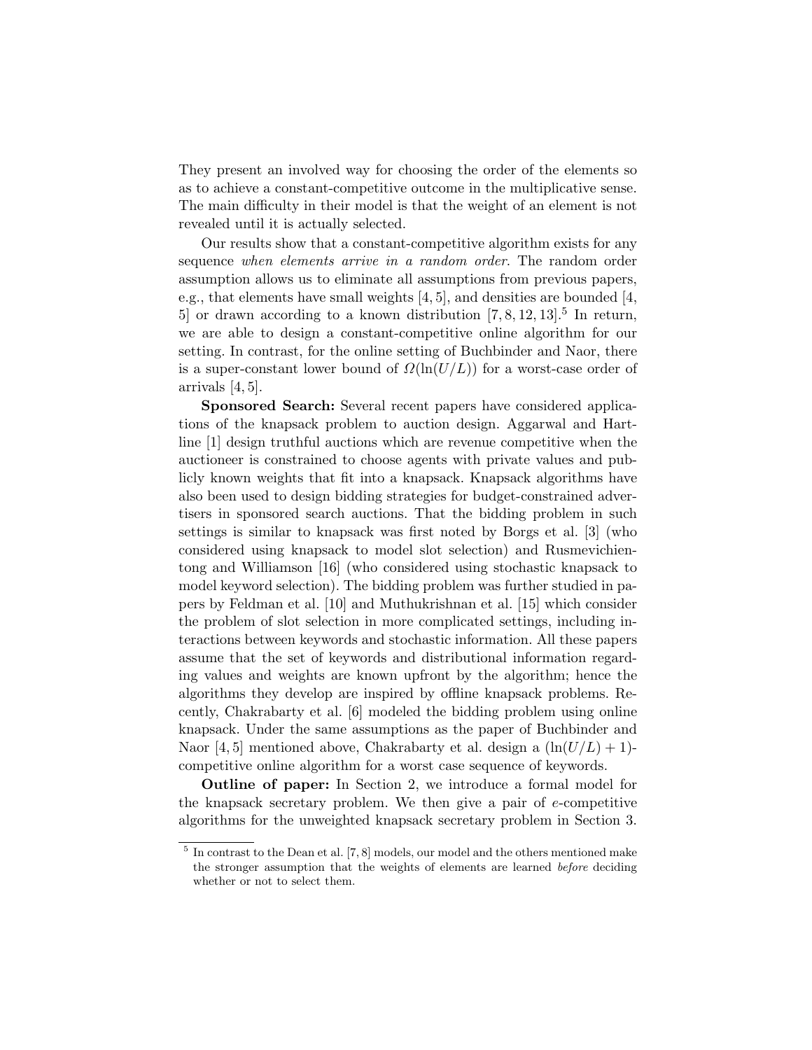They present an involved way for choosing the order of the elements so as to achieve a constant-competitive outcome in the multiplicative sense. The main difficulty in their model is that the weight of an element is not revealed until it is actually selected.

Our results show that a constant-competitive algorithm exists for any sequence *when elements arrive in a random order*. The random order assumption allows us to eliminate all assumptions from previous papers, e.g., that elements have small weights [4, 5], and densities are bounded [4, 5] or drawn according to a known distribution [7, 8, 12, 13].[5] In return, we are able to design a constant-competitive online algorithm for our setting. In contrast, for the online setting of Buchbinder and Naor, there is a super-constant lower bound of $\Omega(\ln(U/L))$ for a worst-case order of arrivals [4, 5].

**Sponsored Search:** Several recent papers have considered applications of the knapsack problem to auction design. Aggarwal and Hartline [1] design truthful auctions which are revenue competitive when the auctioneer is constrained to choose agents with private values and publicly known weights that fit into a knapsack. Knapsack algorithms have also been used to design bidding strategies for budget-constrained advertisers in sponsored search auctions. That the bidding problem in such settings is similar to knapsack was first noted by Borgs et al. [3] (who considered using knapsack to model slot selection) and Rusmevichientong and Williamson [16] (who considered using stochastic knapsack to model keyword selection). The bidding problem was further studied in papers by Feldman et al. [10] and Muthukrishnan et al. [15] which consider the problem of slot selection in more complicated settings, including interactions between keywords and stochastic information. All these papers assume that the set of keywords and distributional information regarding values and weights are known upfront by the algorithm; hence the algorithms they develop are inspired by offline knapsack problems. Recently, Chakrabarty et al. [6] modeled the bidding problem using online knapsack. Under the same assumptions as the paper of Buchbinder and Naor [4, 5] mentioned above, Chakrabarty et al. design a $(\ln(U/L) + 1)$-competitive online algorithm for a worst case sequence of keywords.

**Outline of paper:** In Section 2, we introduce a formal model for the knapsack secretary problem. We then give a pair of $e$-competitive algorithms for the unweighted knapsack secretary problem in Section 3.

[5] In contrast to the Dean et al. [7, 8] models, our model and the others mentioned make the stronger assumption that the weights of elements are learned *before* deciding whether or not to select them.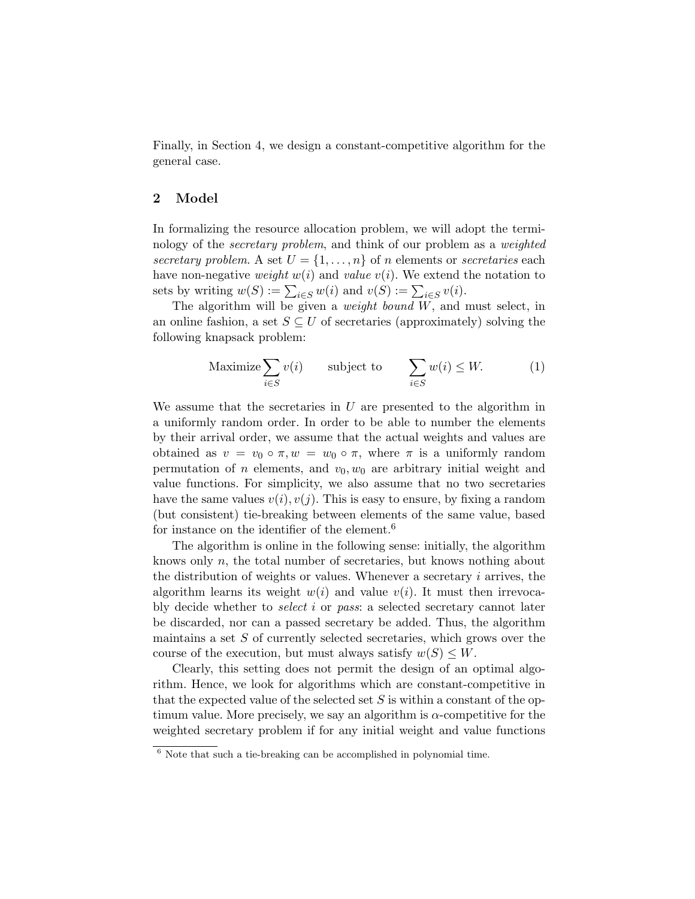Finally, in Section 4, we design a constant-competitive algorithm for the general case.

## 2 Model

In formalizing the resource allocation problem, we will adopt the terminology of the *secretary problem*, and think of our problem as a *weighted secretary problem*. A set $U = \{1, \ldots, n\}$ of $n$ elements or *secretaries* each have non-negative *weight* $w(i)$ and *value* $v(i)$. We extend the notation to sets by writing $w(S) := \sum_{i \in S} w(i)$ and $v(S) := \sum_{i \in S} v(i)$.

The algorithm will be given a *weight bound* $W$, and must select, in an online fashion, a set $S \subseteq U$ of secretaries (approximately) solving the following knapsack problem:

$$\text{Maximize} \sum_{i \in S} v(i) \qquad \text{subject to} \qquad \sum_{i \in S} w(i) \leq W. \tag{1}$$

We assume that the secretaries in $U$ are presented to the algorithm in a uniformly random order. In order to be able to number the elements by their arrival order, we assume that the actual weights and values are obtained as $v = v_0 \circ \pi, w = w_0 \circ \pi$, where $\pi$ is a uniformly random permutation of $n$ elements, and $v_0, w_0$ are arbitrary initial weight and value functions. For simplicity, we also assume that no two secretaries have the same values $v(i), v(j)$. This is easy to ensure, by fixing a random (but consistent) tie-breaking between elements of the same value, based for instance on the identifier of the element.[6]

The algorithm is online in the following sense: initially, the algorithm knows only $n$, the total number of secretaries, but knows nothing about the distribution of weights or values. Whenever a secretary $i$ arrives, the algorithm learns its weight $w(i)$ and value $v(i)$. It must then irrevocably decide whether to *select* $i$ or *pass*: a selected secretary cannot later be discarded, nor can a passed secretary be added. Thus, the algorithm maintains a set $S$ of currently selected secretaries, which grows over the course of the execution, but must always satisfy $w(S) \leq W$.

Clearly, this setting does not permit the design of an optimal algorithm. Hence, we look for algorithms which are constant-competitive in that the expected value of the selected set $S$ is within a constant of the optimum value. More precisely, we say an algorithm is $\alpha$-competitive for the weighted secretary problem if for any initial weight and value functions

[6] Note that such a tie-breaking can be accomplished in polynomial time.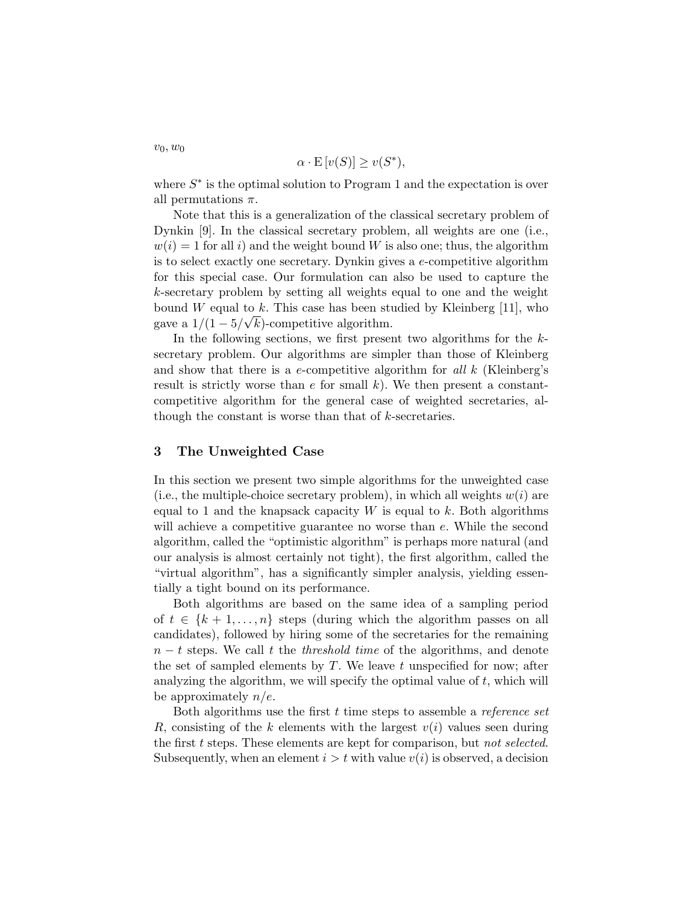$v_0, w_0$

$$\alpha \cdot \mathrm{E}\left[v(S)\right] \geq v(S^*),$$

where $S^*$ is the optimal solution to Program 1 and the expectation is over all permutations $\pi$.

Note that this is a generalization of the classical secretary problem of Dynkin [9]. In the classical secretary problem, all weights are one (i.e., $w(i) = 1$ for all $i$) and the weight bound $W$ is also one; thus, the algorithm is to select exactly one secretary. Dynkin gives a $e$-competitive algorithm for this special case. Our formulation can also be used to capture the $k$-secretary problem by setting all weights equal to one and the weight bound $W$ equal to $k$. This case has been studied by Kleinberg [11], who gave a $1/(1 - 5/\sqrt{k})$-competitive algorithm.

In the following sections, we first present two algorithms for the $k$-secretary problem. Our algorithms are simpler than those of Kleinberg and show that there is a $e$-competitive algorithm for *all* $k$ (Kleinberg's result is strictly worse than $e$ for small $k$). We then present a constant-competitive algorithm for the general case of weighted secretaries, although the constant is worse than that of $k$-secretaries.

## 3 The Unweighted Case

In this section we present two simple algorithms for the unweighted case (i.e., the multiple-choice secretary problem), in which all weights $w(i)$ are equal to 1 and the knapsack capacity $W$ is equal to $k$. Both algorithms will achieve a competitive guarantee no worse than $e$. While the second algorithm, called the "optimistic algorithm" is perhaps more natural (and our analysis is almost certainly not tight), the first algorithm, called the "virtual algorithm", has a significantly simpler analysis, yielding essentially a tight bound on its performance.

Both algorithms are based on the same idea of a sampling period of $t \in \{k+1, \ldots, n\}$ steps (during which the algorithm passes on all candidates), followed by hiring some of the secretaries for the remaining $n - t$ steps. We call $t$ the *threshold time* of the algorithms, and denote the set of sampled elements by $T$. We leave $t$ unspecified for now; after analyzing the algorithm, we will specify the optimal value of $t$, which will be approximately $n/e$.

Both algorithms use the first $t$ time steps to assemble a *reference set* $R$, consisting of the $k$ elements with the largest $v(i)$ values seen during the first $t$ steps. These elements are kept for comparison, but *not selected*. Subsequently, when an element $i > t$ with value $v(i)$ is observed, a decision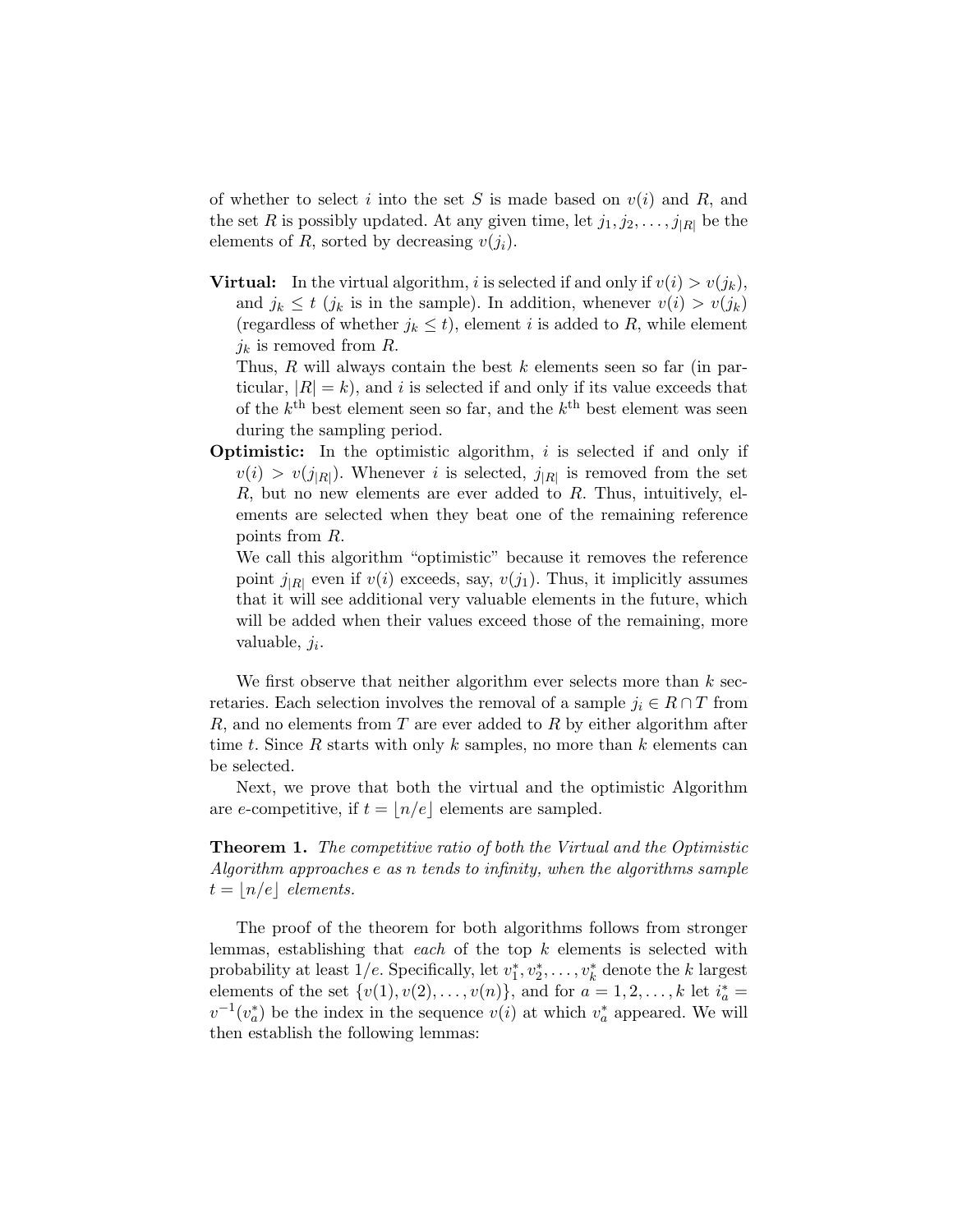of whether to select $i$ into the set $S$ is made based on $v(i)$ and $R$, and the set $R$ is possibly updated. At any given time, let $j_1, j_2, \ldots, j_{|R|}$ be the elements of $R$, sorted by decreasing $v(j_i)$.

**Virtual:** In the virtual algorithm, $i$ is selected if and only if $v(i) > v(j_k)$, and $j_k \leq t$ ($j_k$ is in the sample). In addition, whenever $v(i) > v(j_k)$ (regardless of whether $j_k \leq t$), element $i$ is added to $R$, while element $j_k$ is removed from $R$.
Thus, $R$ will always contain the best $k$ elements seen so far (in particular, $|R| = k$), and $i$ is selected if and only if its value exceeds that of the $k^{\text{th}}$ best element seen so far, and the $k^{\text{th}}$ best element was seen during the sampling period.

**Optimistic:** In the optimistic algorithm, $i$ is selected if and only if $v(i) > v(j_{|R|})$. Whenever $i$ is selected, $j_{|R|}$ is removed from the set $R$, but no new elements are ever added to $R$. Thus, intuitively, elements are selected when they beat one of the remaining reference points from $R$.
We call this algorithm "optimistic" because it removes the reference point $j_{|R|}$ even if $v(i)$ exceeds, say, $v(j_1)$. Thus, it implicitly assumes that it will see additional very valuable elements in the future, which will be added when their values exceed those of the remaining, more valuable, $j_i$.

We first observe that neither algorithm ever selects more than $k$ secretaries. Each selection involves the removal of a sample $j_i \in R \cap T$ from $R$, and no elements from $T$ are ever added to $R$ by either algorithm after time $t$. Since $R$ starts with only $k$ samples, no more than $k$ elements can be selected.

Next, we prove that both the virtual and the optimistic Algorithm are $e$-competitive, if $t = \lfloor n/e \rfloor$ elements are sampled.

**Theorem 1.** *The competitive ratio of both the Virtual and the Optimistic Algorithm approaches $e$ as $n$ tends to infinity, when the algorithms sample $t = \lfloor n/e \rfloor$ elements.*

The proof of the theorem for both algorithms follows from stronger lemmas, establishing that *each* of the top $k$ elements is selected with probability at least $1/e$. Specifically, let $v_1^*, v_2^*, \ldots, v_k^*$ denote the $k$ largest elements of the set $\{v(1), v(2), \ldots, v(n)\}$, and for $a = 1, 2, \ldots, k$ let $i_a^* = v^{-1}(v_a^*)$ be the index in the sequence $v(i)$ at which $v_a^*$ appeared. We will then establish the following lemmas: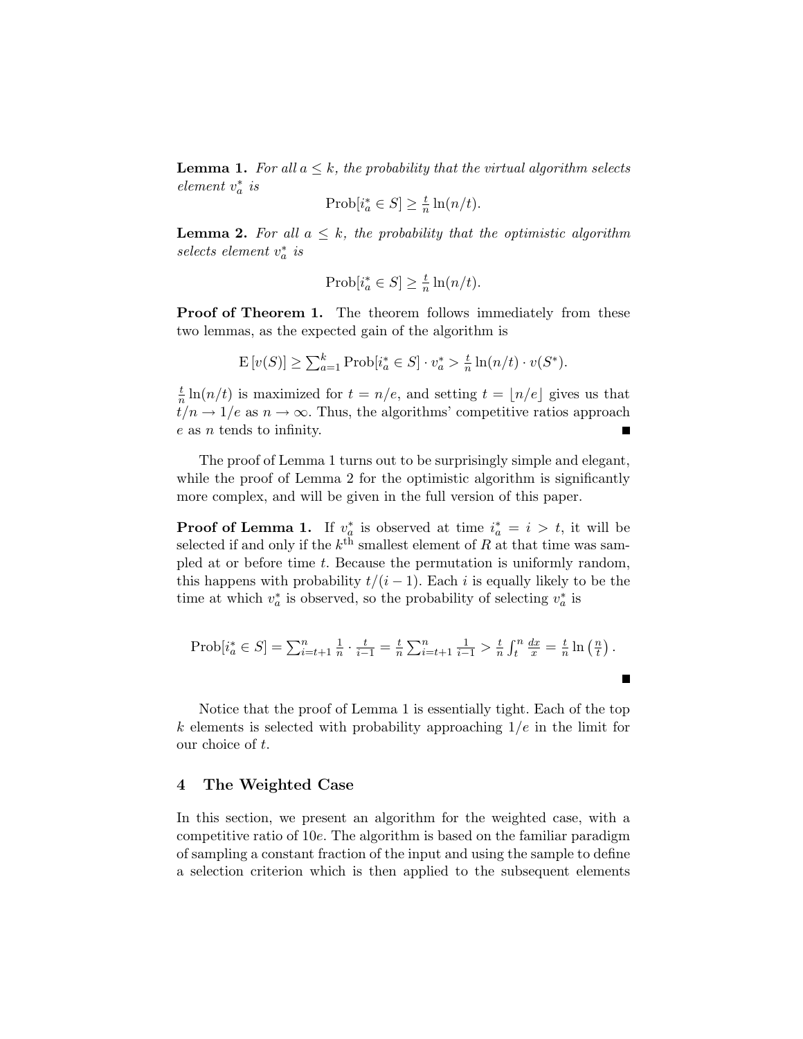**Lemma 1.** *For all $a \leq k$, the probability that the virtual algorithm selects element $v_a^*$ is*

$$\mathrm{Prob}[i_a^* \in S] \geq \tfrac{t}{n}\ln(n/t).$$

**Lemma 2.** *For all $a \leq k$, the probability that the optimistic algorithm selects element $v_a^*$ is*

$$\mathrm{Prob}[i_a^* \in S] \geq \tfrac{t}{n}\ln(n/t).$$

**Proof of Theorem 1.** The theorem follows immediately from these two lemmas, as the expected gain of the algorithm is

$$\mathrm{E}\left[v(S)\right] \geq \textstyle\sum_{a=1}^{k} \mathrm{Prob}[i_a^* \in S] \cdot v_a^* > \tfrac{t}{n}\ln(n/t) \cdot v(S^*).$$

$\frac{t}{n}\ln(n/t)$ is maximized for $t = n/e$, and setting $t = \lfloor n/e \rfloor$ gives us that $t/n \to 1/e$ as $n \to \infty$. Thus, the algorithms' competitive ratios approach $e$ as $n$ tends to infinity. ∎

The proof of Lemma 1 turns out to be surprisingly simple and elegant, while the proof of Lemma 2 for the optimistic algorithm is significantly more complex, and will be given in the full version of this paper.

**Proof of Lemma 1.** If $v_a^*$ is observed at time $i_a^* = i > t$, it will be selected if and only if the $k^{\text{th}}$ smallest element of $R$ at that time was sampled at or before time $t$. Because the permutation is uniformly random, this happens with probability $t/(i-1)$. Each $i$ is equally likely to be the time at which $v_a^*$ is observed, so the probability of selecting $v_a^*$ is

$$\mathrm{Prob}[i_a^* \in S] = \textstyle\sum_{i=t+1}^{n} \frac{1}{n} \cdot \frac{t}{i-1} = \frac{t}{n}\sum_{i=t+1}^{n} \frac{1}{i-1} > \frac{t}{n}\int_t^n \frac{dx}{x} = \frac{t}{n}\ln\left(\frac{n}{t}\right).$$

∎

Notice that the proof of Lemma 1 is essentially tight. Each of the top $k$ elements is selected with probability approaching $1/e$ in the limit for our choice of $t$.

## 4 The Weighted Case

In this section, we present an algorithm for the weighted case, with a competitive ratio of $10e$. The algorithm is based on the familiar paradigm of sampling a constant fraction of the input and using the sample to define a selection criterion which is then applied to the subsequent elements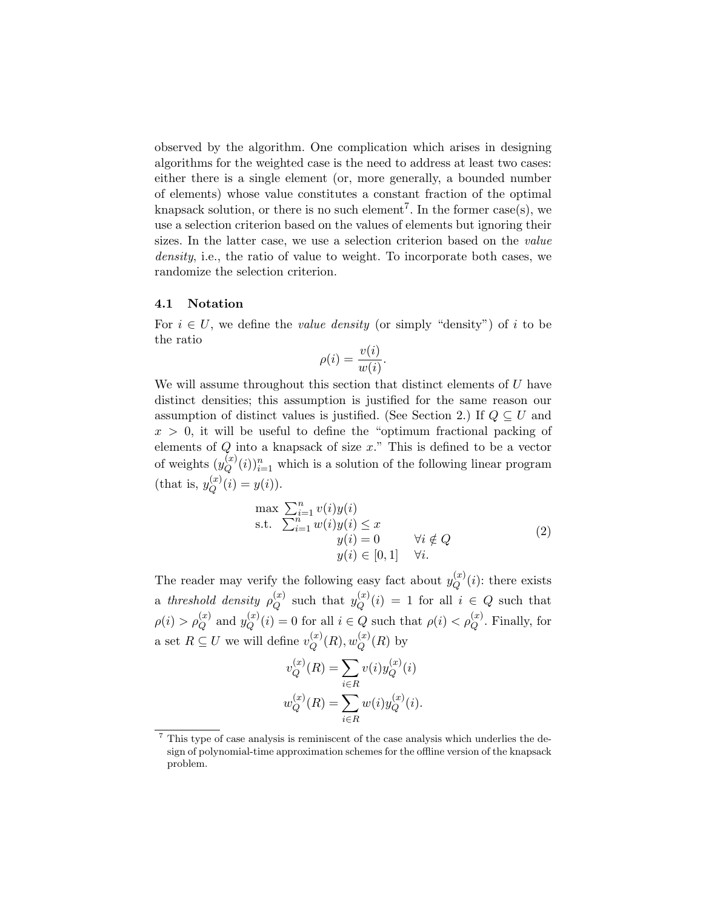observed by the algorithm. One complication which arises in designing algorithms for the weighted case is the need to address at least two cases: either there is a single element (or, more generally, a bounded number of elements) whose value constitutes a constant fraction of the optimal knapsack solution, or there is no such element[7]. In the former case(s), we use a selection criterion based on the values of elements but ignoring their sizes. In the latter case, we use a selection criterion based on the *value density*, i.e., the ratio of value to weight. To incorporate both cases, we randomize the selection criterion.

### 4.1 Notation

For $i \in U$, we define the *value density* (or simply "density") of $i$ to be the ratio

$$\rho(i) = \frac{v(i)}{w(i)}.$$

We will assume throughout this section that distinct elements of $U$ have distinct densities; this assumption is justified for the same reason our assumption of distinct values is justified. (See Section 2.) If $Q \subseteq U$ and $x > 0$, it will be useful to define the "optimum fractional packing of elements of $Q$ into a knapsack of size $x$." This is defined to be a vector of weights $(y_Q^{(x)}(i))_{i=1}^n$ which is a solution of the following linear program (that is, $y_Q^{(x)}(i) = y(i)$).

$$\begin{array}{ll} \max \sum_{i=1}^n v(i)y(i) & \\ \text{s.t.} \;\; \sum_{i=1}^n w(i)y(i) \leq x & \\ \qquad\qquad y(i) = 0 & \forall i \notin Q \\ \qquad\qquad y(i) \in [0,1] & \forall i. \end{array} \tag{2}$$

The reader may verify the following easy fact about $y_Q^{(x)}(i)$: there exists a *threshold density* $\rho_Q^{(x)}$ such that $y_Q^{(x)}(i) = 1$ for all $i \in Q$ such that $\rho(i) > \rho_Q^{(x)}$ and $y_Q^{(x)}(i) = 0$ for all $i \in Q$ such that $\rho(i) < \rho_Q^{(x)}$. Finally, for a set $R \subseteq U$ we will define $v_Q^{(x)}(R), w_Q^{(x)}(R)$ by

$$v_Q^{(x)}(R) = \sum_{i \in R} v(i) y_Q^{(x)}(i)$$

$$w_Q^{(x)}(R) = \sum_{i \in R} w(i) y_Q^{(x)}(i).$$

---

[7] This type of case analysis is reminiscent of the case analysis which underlies the design of polynomial-time approximation schemes for the offline version of the knapsack problem.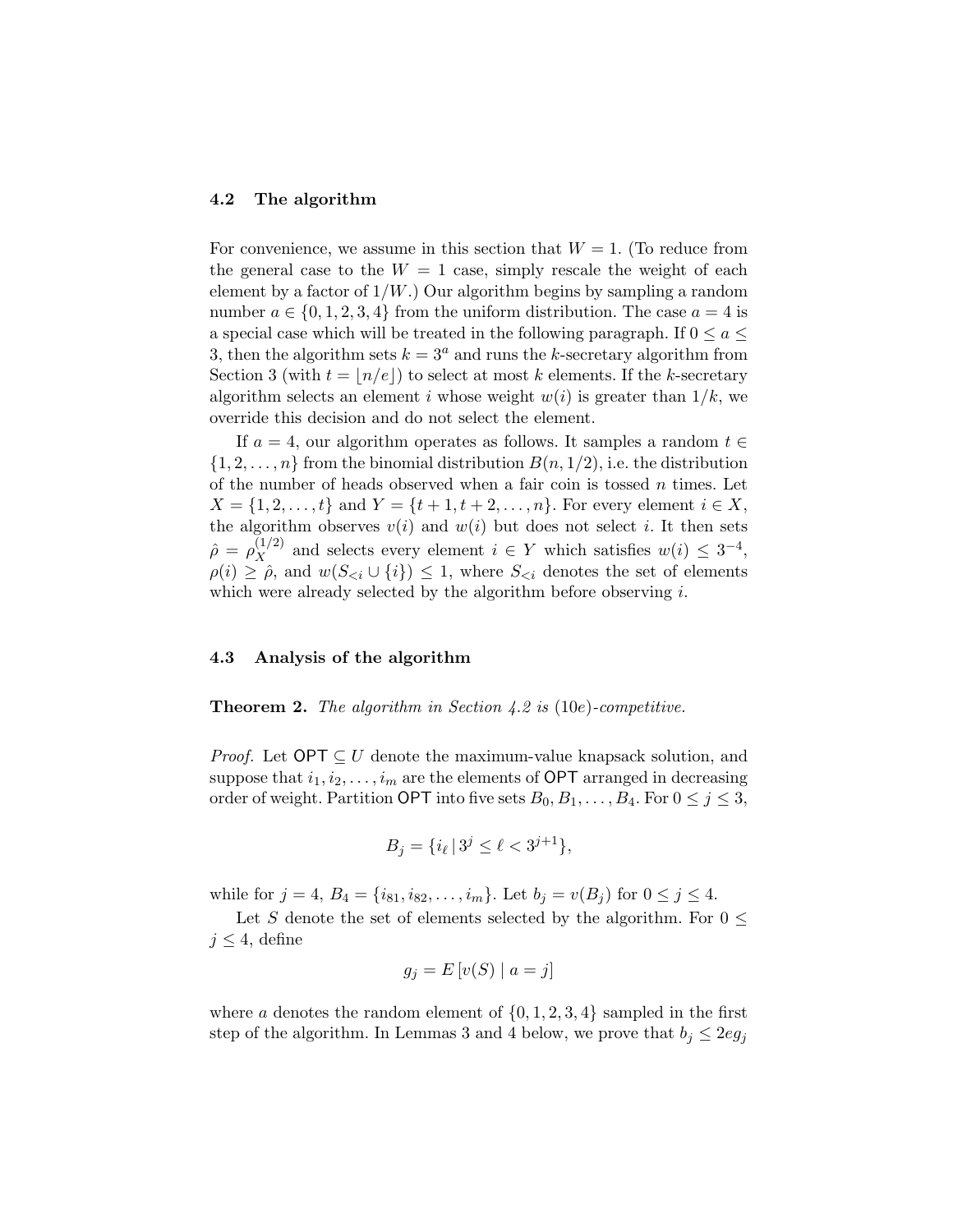### 4.2 The algorithm

For convenience, we assume in this section that $W = 1$. (To reduce from the general case to the $W = 1$ case, simply rescale the weight of each element by a factor of $1/W$.) Our algorithm begins by sampling a random number $a \in \{0, 1, 2, 3, 4\}$ from the uniform distribution. The case $a = 4$ is a special case which will be treated in the following paragraph. If $0 \leq a \leq 3$, then the algorithm sets $k = 3^a$ and runs the $k$-secretary algorithm from Section 3 (with $t = \lfloor n/e \rfloor$) to select at most $k$ elements. If the $k$-secretary algorithm selects an element $i$ whose weight $w(i)$ is greater than $1/k$, we override this decision and do not select the element.

If $a = 4$, our algorithm operates as follows. It samples a random $t \in \{1, 2, \ldots, n\}$ from the binomial distribution $B(n, 1/2)$, i.e. the distribution of the number of heads observed when a fair coin is tossed $n$ times. Let $X = \{1, 2, \ldots, t\}$ and $Y = \{t + 1, t + 2, \ldots, n\}$. For every element $i \in X$, the algorithm observes $v(i)$ and $w(i)$ but does not select $i$. It then sets $\hat{\rho} = \rho_X^{(1/2)}$ and selects every element $i \in Y$ which satisfies $w(i) \leq 3^{-4}$, $\rho(i) \geq \hat{\rho}$, and $w(S_{<i} \cup \{i\}) \leq 1$, where $S_{<i}$ denotes the set of elements which were already selected by the algorithm before observing $i$.

### 4.3 Analysis of the algorithm

**Theorem 2.** *The algorithm in Section 4.2 is* $(10e)$*-competitive.*

*Proof.* Let $\mathsf{OPT} \subseteq U$ denote the maximum-value knapsack solution, and suppose that $i_1, i_2, \ldots, i_m$ are the elements of $\mathsf{OPT}$ arranged in decreasing order of weight. Partition $\mathsf{OPT}$ into five sets $B_0, B_1, \ldots, B_4$. For $0 \leq j \leq 3$,

$$B_j = \{i_\ell \,|\, 3^j \leq \ell < 3^{j+1}\},$$

while for $j = 4$, $B_4 = \{i_{81}, i_{82}, \ldots, i_m\}$. Let $b_j = v(B_j)$ for $0 \leq j \leq 4$.

Let $S$ denote the set of elements selected by the algorithm. For $0 \leq j \leq 4$, define

$$g_j = E\left[v(S) \mid a = j\right]$$

where $a$ denotes the random element of $\{0, 1, 2, 3, 4\}$ sampled in the first step of the algorithm. In Lemmas 3 and 4 below, we prove that $b_j \leq 2eg_j$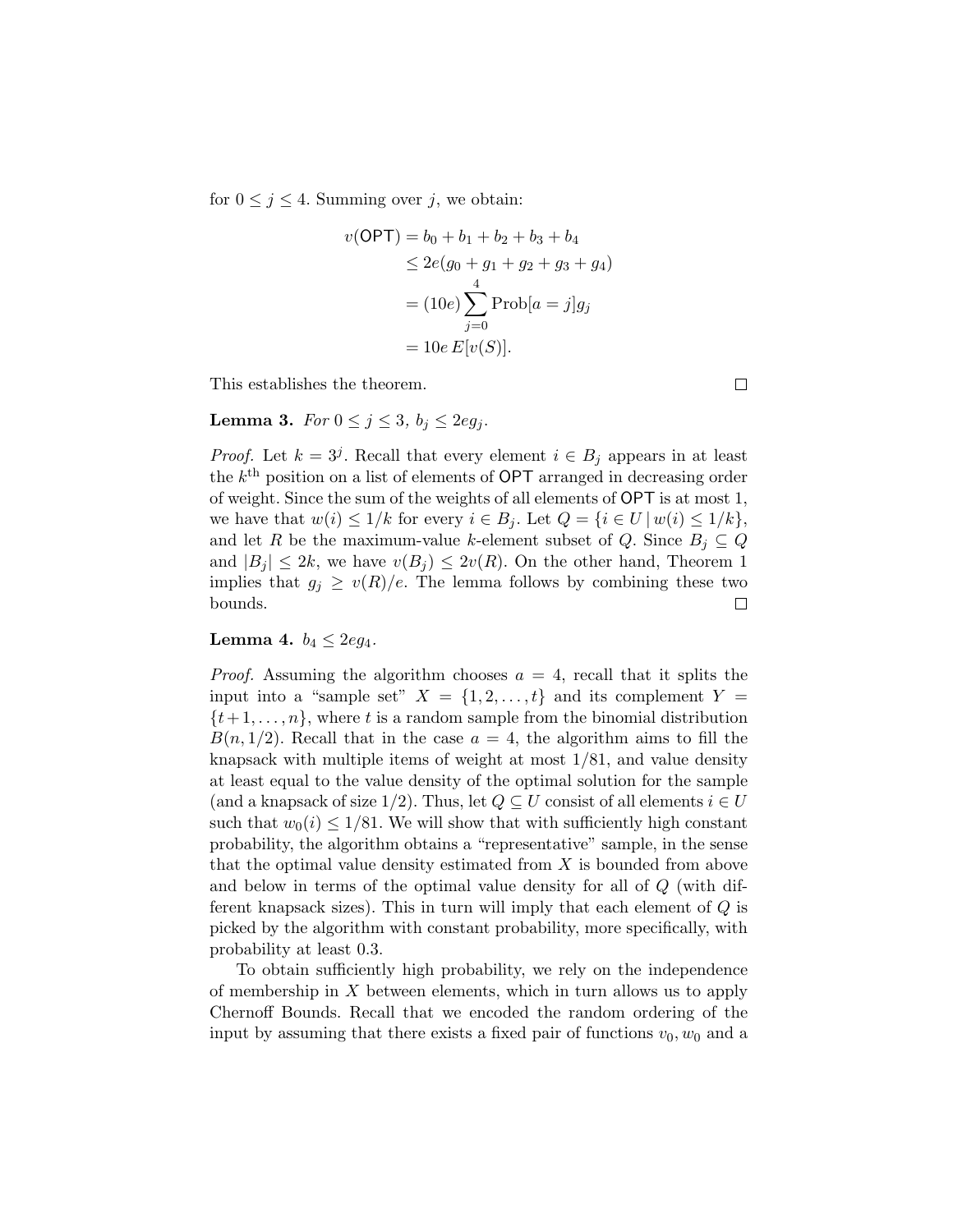for $0 \le j \le 4$. Summing over $j$, we obtain:

$$
\begin{aligned}
v(\mathsf{OPT}) &= b_0 + b_1 + b_2 + b_3 + b_4 \\
&\le 2e(g_0 + g_1 + g_2 + g_3 + g_4) \\
&= (10e) \sum_{j=0}^{4} \text{Prob}[a = j] g_j \\
&= 10e \, E[v(S)].
\end{aligned}
$$

This establishes the theorem. □

**Lemma 3.** *For $0 \le j \le 3$, $b_j \le 2eg_j$.*

*Proof.* Let $k = 3^j$. Recall that every element $i \in B_j$ appears in at least the $k^{\text{th}}$ position on a list of elements of $\mathsf{OPT}$ arranged in decreasing order of weight. Since the sum of the weights of all elements of $\mathsf{OPT}$ is at most 1, we have that $w(i) \le 1/k$ for every $i \in B_j$. Let $Q = \{i \in U \mid w(i) \le 1/k\}$, and let $R$ be the maximum-value $k$-element subset of $Q$. Since $B_j \subseteq Q$ and $|B_j| \le 2k$, we have $v(B_j) \le 2v(R)$. On the other hand, Theorem 1 implies that $g_j \ge v(R)/e$. The lemma follows by combining these two bounds. □

**Lemma 4.** $b_4 \le 2eg_4$.

*Proof.* Assuming the algorithm chooses $a = 4$, recall that it splits the input into a "sample set" $X = \{1, 2, \ldots, t\}$ and its complement $Y = \{t+1, \ldots, n\}$, where $t$ is a random sample from the binomial distribution $B(n, 1/2)$. Recall that in the case $a = 4$, the algorithm aims to fill the knapsack with multiple items of weight at most $1/81$, and value density at least equal to the value density of the optimal solution for the sample (and a knapsack of size $1/2$). Thus, let $Q \subseteq U$ consist of all elements $i \in U$ such that $w_0(i) \le 1/81$. We will show that with sufficiently high constant probability, the algorithm obtains a "representative" sample, in the sense that the optimal value density estimated from $X$ is bounded from above and below in terms of the optimal value density for all of $Q$ (with different knapsack sizes). This in turn will imply that each element of $Q$ is picked by the algorithm with constant probability, more specifically, with probability at least 0.3.

To obtain sufficiently high probability, we rely on the independence of membership in $X$ between elements, which in turn allows us to apply Chernoff Bounds. Recall that we encoded the random ordering of the input by assuming that there exists a fixed pair of functions $v_0, w_0$ and a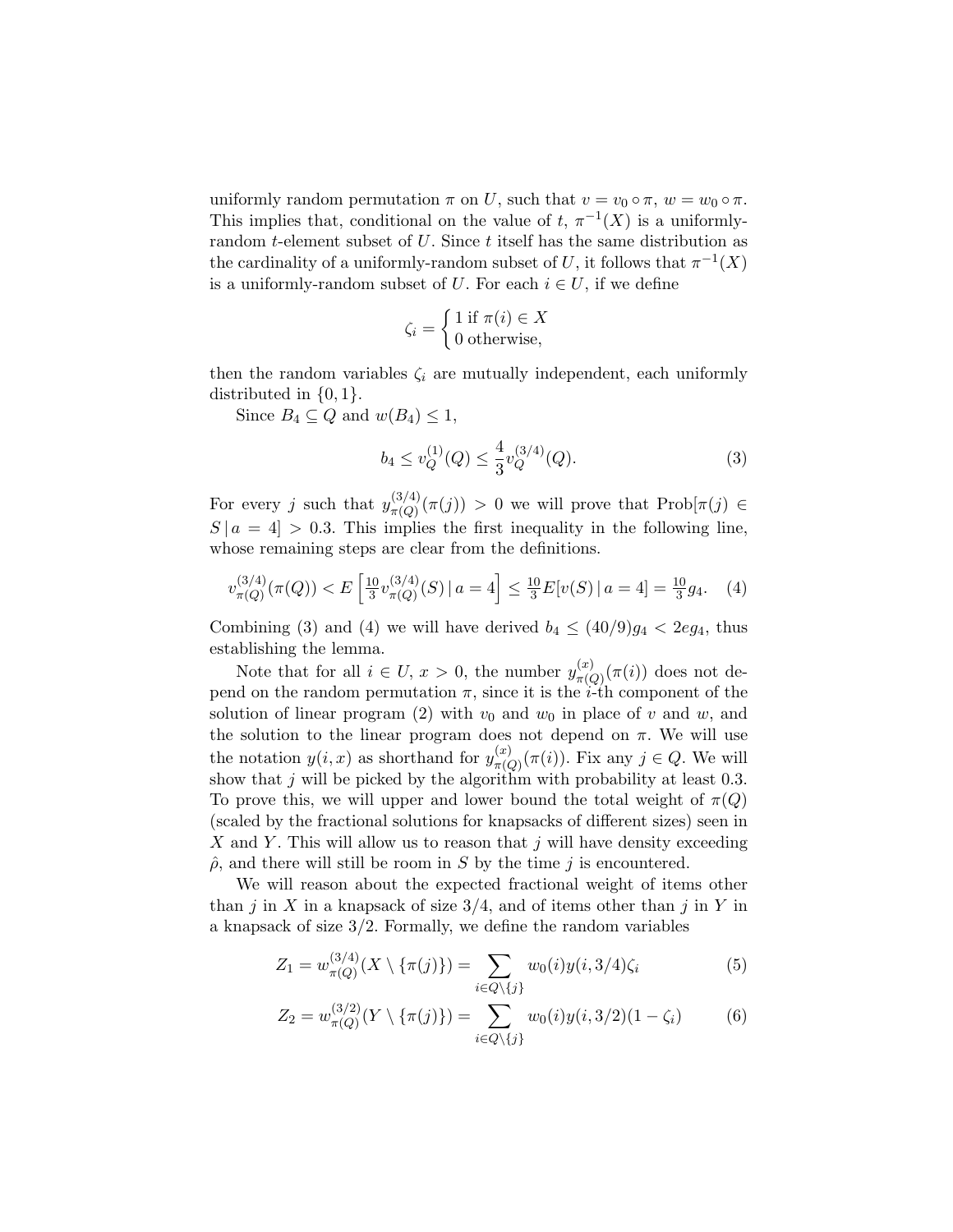uniformly random permutation $\pi$ on $U$, such that $v = v_0 \circ \pi$, $w = w_0 \circ \pi$. This implies that, conditional on the value of $t$, $\pi^{-1}(X)$ is a uniformly-random $t$-element subset of $U$. Since $t$ itself has the same distribution as the cardinality of a uniformly-random subset of $U$, it follows that $\pi^{-1}(X)$ is a uniformly-random subset of $U$. For each $i \in U$, if we define

$$\zeta_i = \begin{cases} 1 \text{ if } \pi(i) \in X \\ 0 \text{ otherwise,} \end{cases}$$

then the random variables $\zeta_i$ are mutually independent, each uniformly distributed in $\{0, 1\}$.

Since $B_4 \subseteq Q$ and $w(B_4) \leq 1$,

$$b_4 \leq v_Q^{(1)}(Q) \leq \frac{4}{3} v_Q^{(3/4)}(Q). \tag{3}$$

For every $j$ such that $y_{\pi(Q)}^{(3/4)}(\pi(j)) > 0$ we will prove that $\text{Prob}[\pi(j) \in S \,|\, a = 4] > 0.3$. This implies the first inequality in the following line, whose remaining steps are clear from the definitions.

$$v_{\pi(Q)}^{(3/4)}(\pi(Q)) < E\left[\tfrac{10}{3} v_{\pi(Q)}^{(3/4)}(S) \,|\, a = 4\right] \leq \tfrac{10}{3} E[v(S) \,|\, a = 4] = \tfrac{10}{3} g_4. \tag{4}$$

Combining (3) and (4) we will have derived $b_4 \leq (40/9) g_4 < 2e g_4$, thus establishing the lemma.

Note that for all $i \in U$, $x > 0$, the number $y_{\pi(Q)}^{(x)}(\pi(i))$ does not depend on the random permutation $\pi$, since it is the $i$-th component of the solution of linear program (2) with $v_0$ and $w_0$ in place of $v$ and $w$, and the solution to the linear program does not depend on $\pi$. We will use the notation $y(i, x)$ as shorthand for $y_{\pi(Q)}^{(x)}(\pi(i))$. Fix any $j \in Q$. We will show that $j$ will be picked by the algorithm with probability at least 0.3. To prove this, we will upper and lower bound the total weight of $\pi(Q)$ (scaled by the fractional solutions for knapsacks of different sizes) seen in $X$ and $Y$. This will allow us to reason that $j$ will have density exceeding $\hat{\rho}$, and there will still be room in $S$ by the time $j$ is encountered.

We will reason about the expected fractional weight of items other than $j$ in $X$ in a knapsack of size $3/4$, and of items other than $j$ in $Y$ in a knapsack of size $3/2$. Formally, we define the random variables

$$Z_1 = w_{\pi(Q)}^{(3/4)}(X \setminus \{\pi(j)\}) = \sum_{i \in Q \setminus \{j\}} w_0(i) y(i, 3/4) \zeta_i \tag{5}$$

$$Z_2 = w_{\pi(Q)}^{(3/2)}(Y \setminus \{\pi(j)\}) = \sum_{i \in Q \setminus \{j\}} w_0(i) y(i, 3/2)(1 - \zeta_i) \tag{6}$$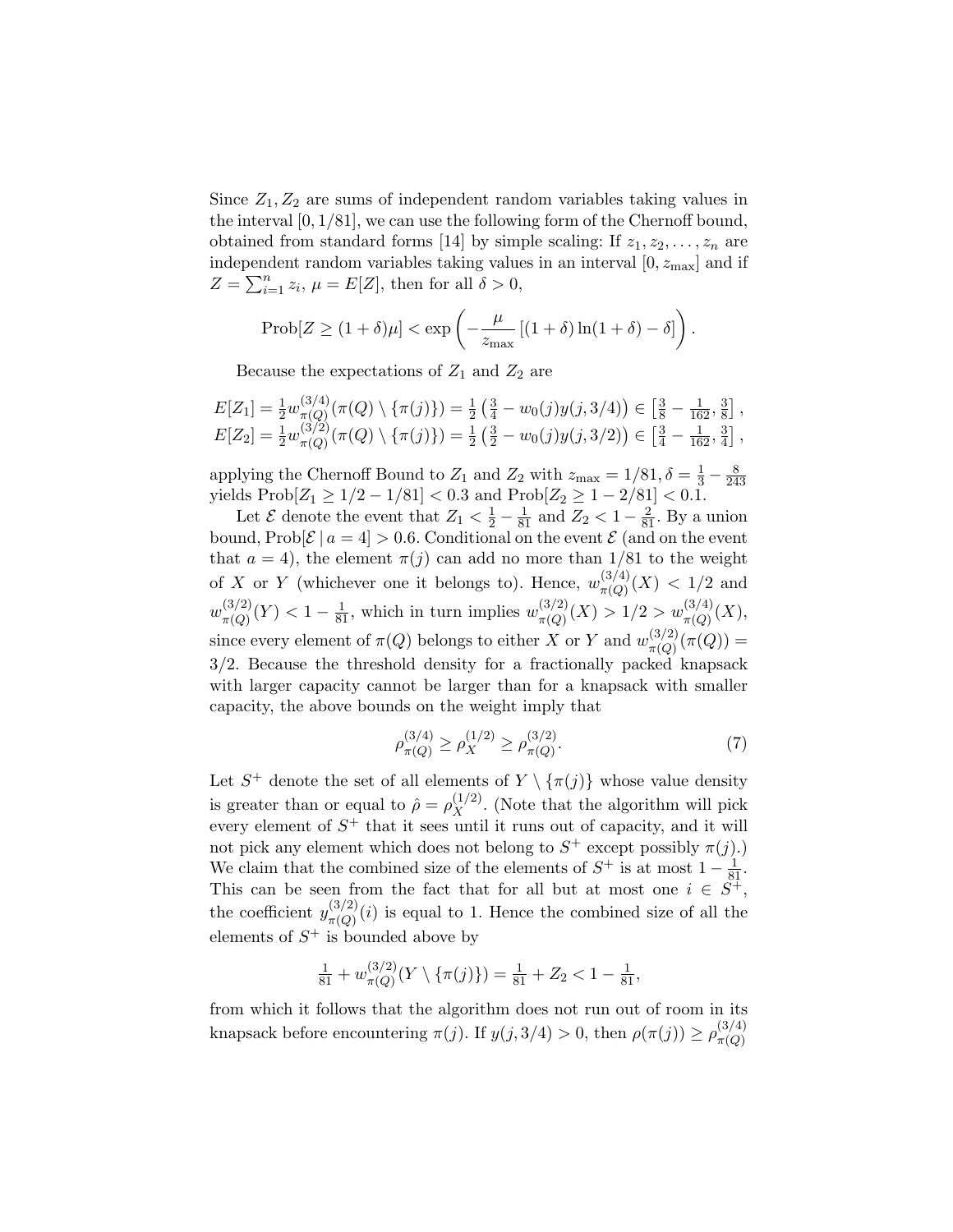Since $Z_1, Z_2$ are sums of independent random variables taking values in the interval $[0, 1/81]$, we can use the following form of the Chernoff bound, obtained from standard forms [14] by simple scaling: If $z_1, z_2, \ldots, z_n$ are independent random variables taking values in an interval $[0, z_{\max}]$ and if $Z = \sum_{i=1}^{n} z_i$, $\mu = E[Z]$, then for all $\delta > 0$,

$$\text{Prob}[Z \geq (1+\delta)\mu] < \exp\left(-\frac{\mu}{z_{\max}}\left[(1+\delta)\ln(1+\delta) - \delta\right]\right).$$

Because the expectations of $Z_1$ and $Z_2$ are

$$E[Z_1] = \tfrac{1}{2} w^{(3/4)}_{\pi(Q)}(\pi(Q) \setminus \{\pi(j)\}) = \tfrac{1}{2}\left(\tfrac{3}{4} - w_0(j)y(j, 3/4)\right) \in \left[\tfrac{3}{8} - \tfrac{1}{162}, \tfrac{3}{8}\right],$$
$$E[Z_2] = \tfrac{1}{2} w^{(3/2)}_{\pi(Q)}(\pi(Q) \setminus \{\pi(j)\}) = \tfrac{1}{2}\left(\tfrac{3}{2} - w_0(j)y(j, 3/2)\right) \in \left[\tfrac{3}{4} - \tfrac{1}{162}, \tfrac{3}{4}\right],$$

applying the Chernoff Bound to $Z_1$ and $Z_2$ with $z_{\max} = 1/81, \delta = \frac{1}{3} - \frac{8}{243}$ yields $\text{Prob}[Z_1 \geq 1/2 - 1/81] < 0.3$ and $\text{Prob}[Z_2 \geq 1 - 2/81] < 0.1$.

Let $\mathcal{E}$ denote the event that $Z_1 < \frac{1}{2} - \frac{1}{81}$ and $Z_2 < 1 - \frac{2}{81}$. By a union bound, $\text{Prob}[\mathcal{E} \mid a = 4] > 0.6$. Conditional on the event $\mathcal{E}$ (and on the event that $a = 4$), the element $\pi(j)$ can add no more than $1/81$ to the weight of $X$ or $Y$ (whichever one it belongs to). Hence, $w^{(3/4)}_{\pi(Q)}(X) < 1/2$ and $w^{(3/2)}_{\pi(Q)}(Y) < 1 - \frac{1}{81}$, which in turn implies $w^{(3/2)}_{\pi(Q)}(X) > 1/2 > w^{(3/4)}_{\pi(Q)}(X)$, since every element of $\pi(Q)$ belongs to either $X$ or $Y$ and $w^{(3/2)}_{\pi(Q)}(\pi(Q)) = 3/2$. Because the threshold density for a fractionally packed knapsack with larger capacity cannot be larger than for a knapsack with smaller capacity, the above bounds on the weight imply that

$$\rho^{(3/4)}_{\pi(Q)} \geq \rho^{(1/2)}_{X} \geq \rho^{(3/2)}_{\pi(Q)}. \tag{7}$$

Let $S^+$ denote the set of all elements of $Y \setminus \{\pi(j)\}$ whose value density is greater than or equal to $\hat{\rho} = \rho^{(1/2)}_X$. (Note that the algorithm will pick every element of $S^+$ that it sees until it runs out of capacity, and it will not pick any element which does not belong to $S^+$ except possibly $\pi(j)$.) We claim that the combined size of the elements of $S^+$ is at most $1 - \frac{1}{81}$. This can be seen from the fact that for all but at most one $i \in S^+$, the coefficient $y^{(3/2)}_{\pi(Q)}(i)$ is equal to 1. Hence the combined size of all the elements of $S^+$ is bounded above by

$$\tfrac{1}{81} + w^{(3/2)}_{\pi(Q)}(Y \setminus \{\pi(j)\}) = \tfrac{1}{81} + Z_2 < 1 - \tfrac{1}{81},$$

from which it follows that the algorithm does not run out of room in its knapsack before encountering $\pi(j)$. If $y(j, 3/4) > 0$, then $\rho(\pi(j)) \geq \rho^{(3/4)}_{\pi(Q)}$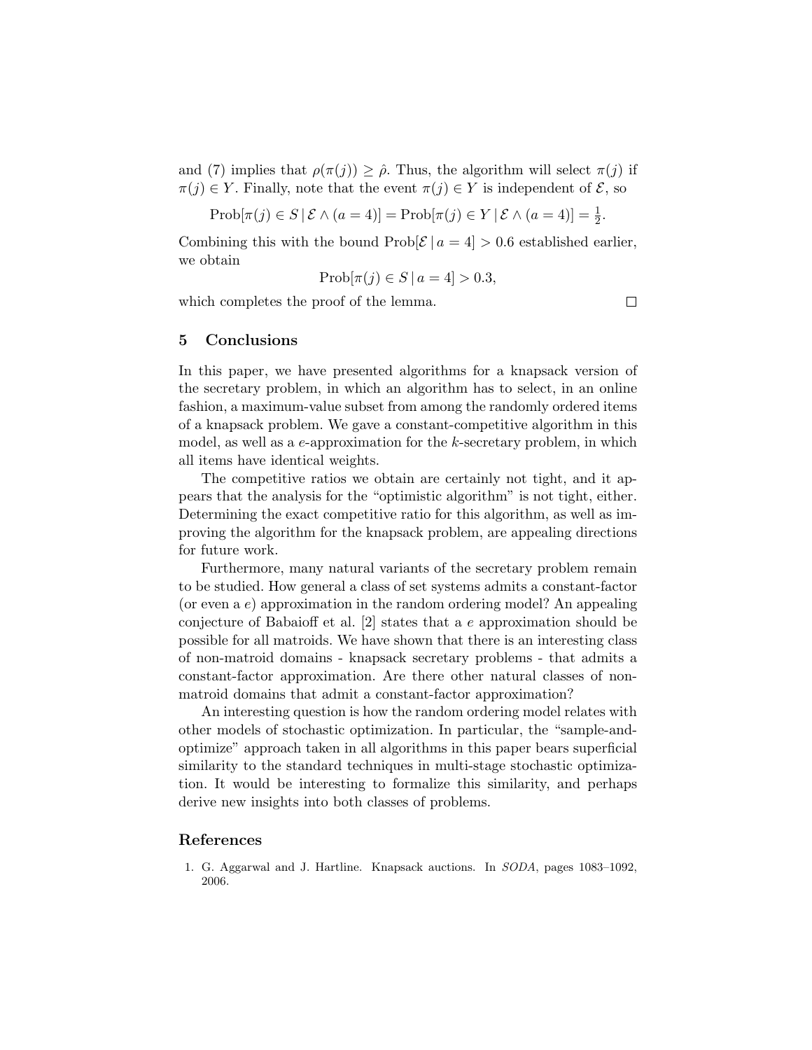and (7) implies that $\rho(\pi(j)) \geq \hat{\rho}$. Thus, the algorithm will select $\pi(j)$ if $\pi(j) \in Y$. Finally, note that the event $\pi(j) \in Y$ is independent of $\mathcal{E}$, so

$$\text{Prob}[\pi(j) \in S \mid \mathcal{E} \wedge (a = 4)] = \text{Prob}[\pi(j) \in Y \mid \mathcal{E} \wedge (a = 4)] = \tfrac{1}{2}.$$

Combining this with the bound $\text{Prob}[\mathcal{E} \mid a = 4] > 0.6$ established earlier, we obtain

$$\text{Prob}[\pi(j) \in S \mid a = 4] > 0.3,$$

which completes the proof of the lemma. □

## 5 Conclusions

In this paper, we have presented algorithms for a knapsack version of the secretary problem, in which an algorithm has to select, in an online fashion, a maximum-value subset from among the randomly ordered items of a knapsack problem. We gave a constant-competitive algorithm in this model, as well as a $e$-approximation for the $k$-secretary problem, in which all items have identical weights.

The competitive ratios we obtain are certainly not tight, and it appears that the analysis for the "optimistic algorithm" is not tight, either. Determining the exact competitive ratio for this algorithm, as well as improving the algorithm for the knapsack problem, are appealing directions for future work.

Furthermore, many natural variants of the secretary problem remain to be studied. How general a class of set systems admits a constant-factor (or even a $e$) approximation in the random ordering model? An appealing conjecture of Babaioff et al. [2] states that a $e$ approximation should be possible for all matroids. We have shown that there is an interesting class of non-matroid domains - knapsack secretary problems - that admits a constant-factor approximation. Are there other natural classes of non-matroid domains that admit a constant-factor approximation?

An interesting question is how the random ordering model relates with other models of stochastic optimization. In particular, the "sample-and-optimize" approach taken in all algorithms in this paper bears superficial similarity to the standard techniques in multi-stage stochastic optimization. It would be interesting to formalize this similarity, and perhaps derive new insights into both classes of problems.

## References

1. G. Aggarwal and J. Hartline. Knapsack auctions. In *SODA*, pages 1083–1092, 2006.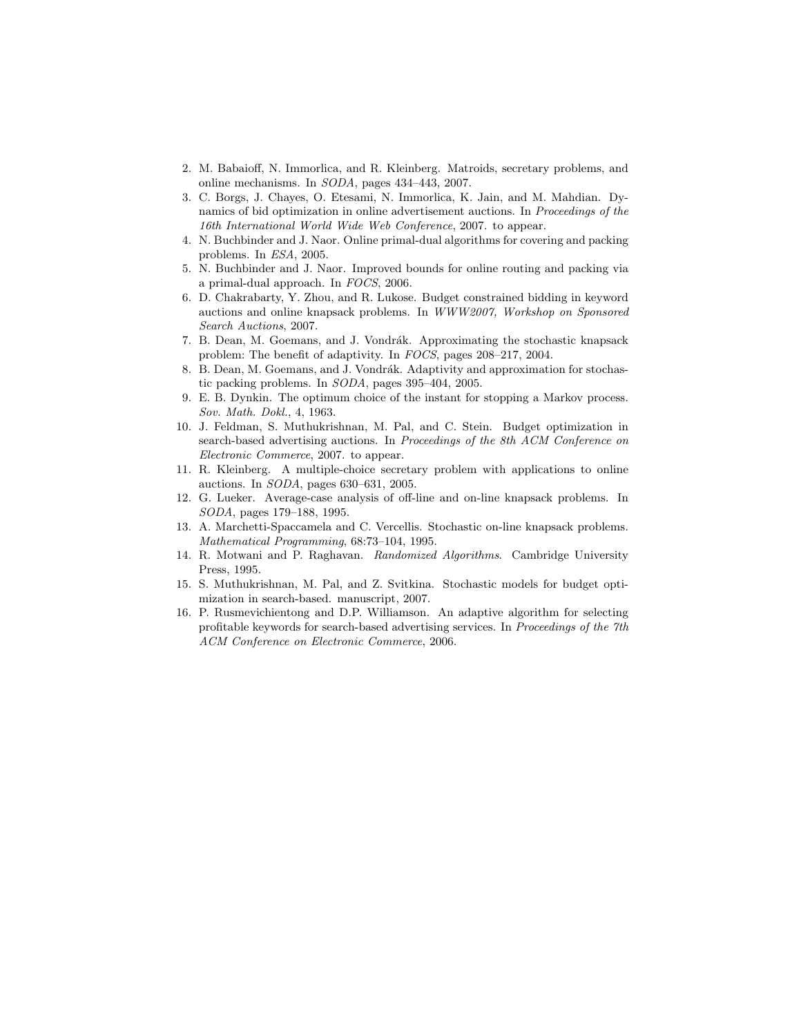2. M. Babaioff, N. Immorlica, and R. Kleinberg. Matroids, secretary problems, and online mechanisms. In *SODA*, pages 434–443, 2007.
3. C. Borgs, J. Chayes, O. Etesami, N. Immorlica, K. Jain, and M. Mahdian. Dynamics of bid optimization in online advertisement auctions. In *Proceedings of the 16th International World Wide Web Conference*, 2007. to appear.
4. N. Buchbinder and J. Naor. Online primal-dual algorithms for covering and packing problems. In *ESA*, 2005.
5. N. Buchbinder and J. Naor. Improved bounds for online routing and packing via a primal-dual approach. In *FOCS*, 2006.
6. D. Chakrabarty, Y. Zhou, and R. Lukose. Budget constrained bidding in keyword auctions and online knapsack problems. In *WWW2007, Workshop on Sponsored Search Auctions*, 2007.
7. B. Dean, M. Goemans, and J. Vondrák. Approximating the stochastic knapsack problem: The benefit of adaptivity. In *FOCS*, pages 208–217, 2004.
8. B. Dean, M. Goemans, and J. Vondrák. Adaptivity and approximation for stochastic packing problems. In *SODA*, pages 395–404, 2005.
9. E. B. Dynkin. The optimum choice of the instant for stopping a Markov process. *Sov. Math. Dokl.*, 4, 1963.
10. J. Feldman, S. Muthukrishnan, M. Pal, and C. Stein. Budget optimization in search-based advertising auctions. In *Proceedings of the 8th ACM Conference on Electronic Commerce*, 2007. to appear.
11. R. Kleinberg. A multiple-choice secretary problem with applications to online auctions. In *SODA*, pages 630–631, 2005.
12. G. Lueker. Average-case analysis of off-line and on-line knapsack problems. In *SODA*, pages 179–188, 1995.
13. A. Marchetti-Spaccamela and C. Vercellis. Stochastic on-line knapsack problems. *Mathematical Programming*, 68:73–104, 1995.
14. R. Motwani and P. Raghavan. *Randomized Algorithms*. Cambridge University Press, 1995.
15. S. Muthukrishnan, M. Pal, and Z. Svitkina. Stochastic models for budget optimization in search-based. manuscript, 2007.
16. P. Rusmevichientong and D.P. Williamson. An adaptive algorithm for selecting profitable keywords for search-based advertising services. In *Proceedings of the 7th ACM Conference on Electronic Commerce*, 2006.